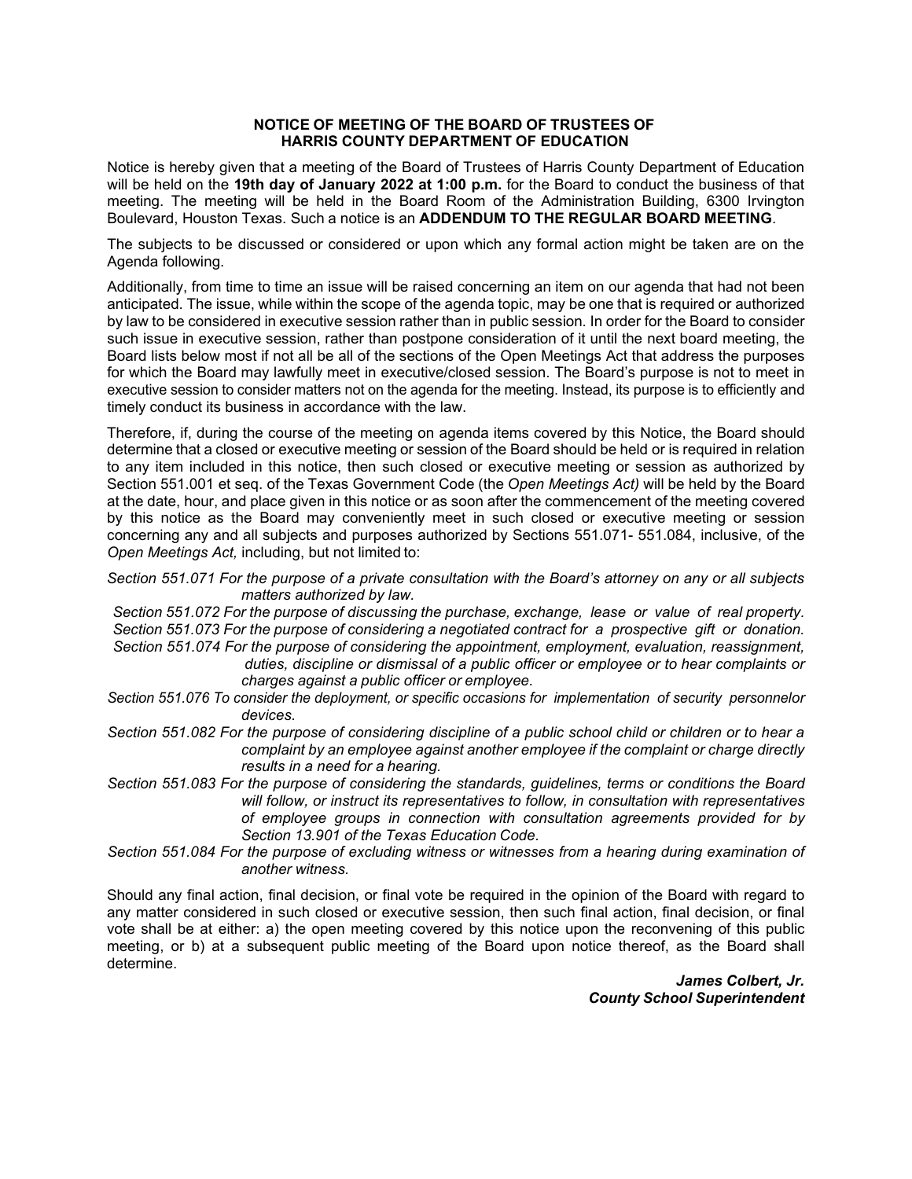# NOTICE OF MEETING OF THE BOARD OF TRUSTEES OF HARRIS COUNTY DEPARTMENT OF EDUCATION

Notice is hereby given that a meeting of the Board of Trustees of Harris County Department of Education will be held on the **19th day of January 2022 at 1:00 p.m.** for the Board to conduct the business of that meeting. The meeting will be held in the Board Room of the Administration Building, 6300 Irvington Boulevard, Houston Texas. Such a notice is an **ADDENDUM TO THE REGULAR BOARD MEETING**.

The subjects to be discussed or considered or upon which any formal action might be taken are on the Agenda following.

Additionally, from time to time an issue will be raised concerning an item on our agenda that had not been anticipated. The issue, while within the scope of the agenda topic, may be one that is required or authorized by law to be considered in executive session rather than in public session. In order for the Board to consider such issue in executive session, rather than postpone consideration of it until the next board meeting, the Board lists below most if not all be all of the sections of the Open Meetings Act that address the purposes for which the Board may lawfully meet in executive/closed session. The Board's purpose is not to meet in executive session to consider matters not on the agenda for the meeting. Instead, its purpose is to efficiently and timely conduct its business in accordance with the law.

Therefore, if, during the course of the meeting on agenda items covered by this Notice, the Board should determine that a closed or executive meeting or session of the Board should be held or is required in relation to any item included in this notice, then such closed or executive meeting or session as authorized by Section 551.001 et seq. of the Texas Government Code (the *Open Meetings Act)* will be held by the Board at the date, hour, and place given in this notice or as soon after the commencement of the meeting covered by this notice as the Board may conveniently meet in such closed or executive meeting or session concerning any and all subjects and purposes authorized by Sections 551.071- 551.084, inclusive, of the *Open Meetings Act,* including, but not limited to:

*Section 551.071 For the purpose of a private consultation with the Board's attorney on any or all subjects matters authorized by law.*

*Section 551.072 For the purpose of discussing the purchase, exchange, lease or value of real property.*

*Section 551.073 For the purpose of considering a negotiated contract for a prospective gift or donation.*

*Section 551.074 For the purpose of considering the appointment, employment, evaluation, reassignment, duties, discipline or dismissal of a public officer or employee or to hear complaints or charges against a public officer or employee.*

*Section 551.076 To consider the deployment, or specific occasions for implementation of security personnelor devices.*

*Section 551.082 For the purpose of considering discipline of a public school child or children or to hear a complaint by an employee against another employee if the complaint or charge directly results in a need for a hearing.*

*Section 551.083 For the purpose of considering the standards, guidelines, terms or conditions the Board will follow, or instruct its representatives to follow, in consultation with representatives of employee groups in connection with consultation agreements provided for by Section 13.901 of the Texas Education Code.*

*Section 551.084 For the purpose of excluding witness or witnesses from a hearing during examination of another witness.*

Should any final action, final decision, or final vote be required in the opinion of the Board with regard to any matter considered in such closed or executive session, then such final action, final decision, or final vote shall be at either: a) the open meeting covered by this notice upon the reconvening of this public meeting, or b) at a subsequent public meeting of the Board upon notice thereof, as the Board shall determine.

***James Colbert, Jr.***
***County School Superintendent***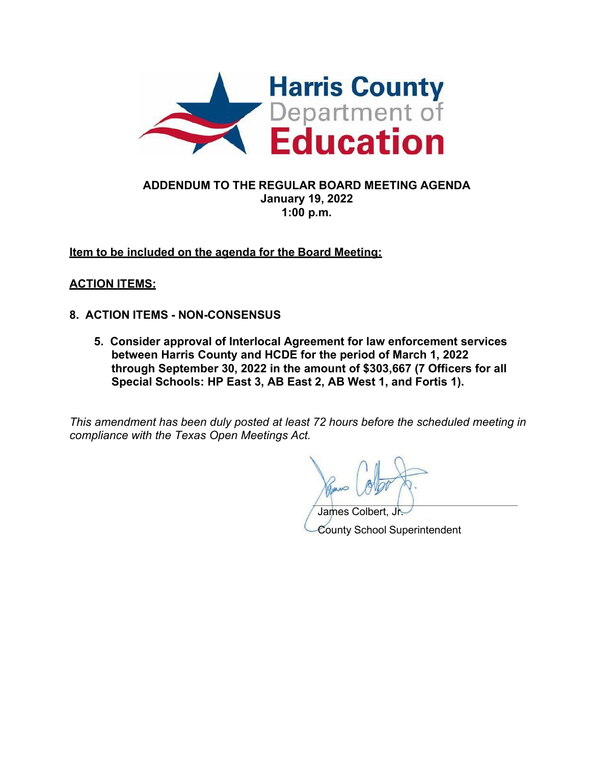**ADDENDUM TO THE REGULAR BOARD MEETING AGENDA**
**January 19, 2022**
**1:00 p.m.**

**Item to be included on the agenda for the Board Meeting:**

**ACTION ITEMS:**

**8. ACTION ITEMS - NON-CONSENSUS**

**5. Consider approval of Interlocal Agreement for law enforcement services between Harris County and HCDE for the period of March 1, 2022 through September 30, 2022 in the amount of $303,667 (7 Officers for all Special Schools: HP East 3, AB East 2, AB West 1, and Fortis 1).**

*This amendment has been duly posted at least 72 hours before the scheduled meeting in compliance with the Texas Open Meetings Act.*

James Colbert, Jr.
County School Superintendent